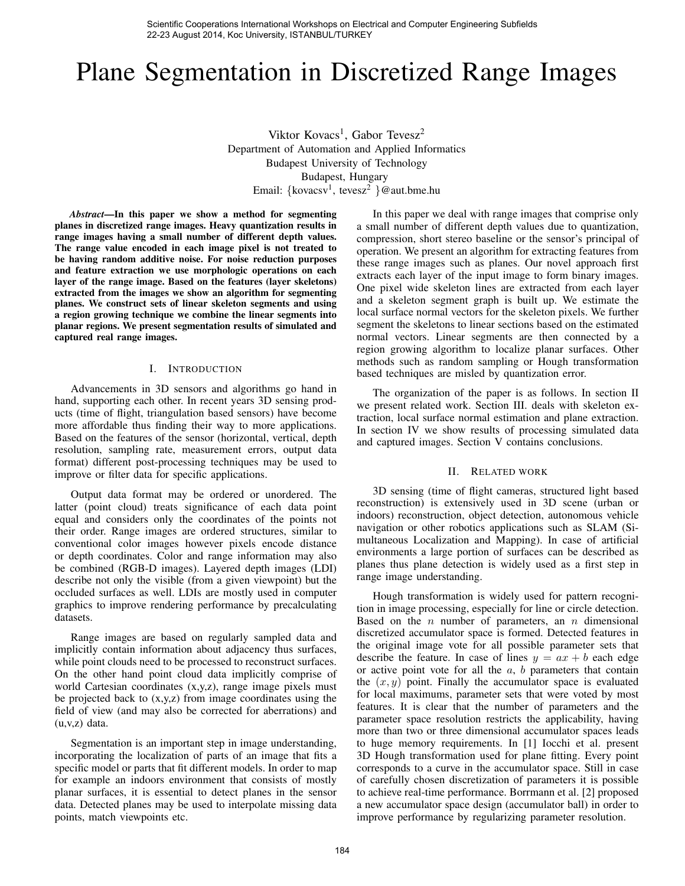# Plane Segmentation in Discretized Range Images

Viktor Kovacs[1], Gabor Tevesz[2]
Department of Automation and Applied Informatics
Budapest University of Technology
Budapest, Hungary
Email: {kovacsv[1], tevesz[2] }@aut.bme.hu

***Abstract*—In this paper we show a method for segmenting planes in discretized range images. Heavy quantization results in range images having a small number of different depth values. The range value encoded in each image pixel is not treated to be having random additive noise. For noise reduction purposes and feature extraction we use morphologic operations on each layer of the range image. Based on the features (layer skeletons) extracted from the images we show an algorithm for segmenting planes. We construct sets of linear skeleton segments and using a region growing technique we combine the linear segments into planar regions. We present segmentation results of simulated and captured real range images.**

## I. Introduction

Advancements in 3D sensors and algorithms go hand in hand, supporting each other. In recent years 3D sensing products (time of flight, triangulation based sensors) have become more affordable thus finding their way to more applications. Based on the features of the sensor (horizontal, vertical, depth resolution, sampling rate, measurement errors, output data format) different post-processing techniques may be used to improve or filter data for specific applications.

Output data format may be ordered or unordered. The latter (point cloud) treats significance of each data point equal and considers only the coordinates of the points not their order. Range images are ordered structures, similar to conventional color images however pixels encode distance or depth coordinates. Color and range information may also be combined (RGB-D images). Layered depth images (LDI) describe not only the visible (from a given viewpoint) but the occluded surfaces as well. LDIs are mostly used in computer graphics to improve rendering performance by precalculating datasets.

Range images are based on regularly sampled data and implicitly contain information about adjacency thus surfaces, while point clouds need to be processed to reconstruct surfaces. On the other hand point cloud data implicitly comprise of world Cartesian coordinates (x,y,z), range image pixels must be projected back to (x,y,z) from image coordinates using the field of view (and may also be corrected for aberrations) and (u,v,z) data.

Segmentation is an important step in image understanding, incorporating the localization of parts of an image that fits a specific model or parts that fit different models. In order to map for example an indoors environment that consists of mostly planar surfaces, it is essential to detect planes in the sensor data. Detected planes may be used to interpolate missing data points, match viewpoints etc.

In this paper we deal with range images that comprise only a small number of different depth values due to quantization, compression, short stereo baseline or the sensor's principal of operation. We present an algorithm for extracting features from these range images such as planes. Our novel approach first extracts each layer of the input image to form binary images. One pixel wide skeleton lines are extracted from each layer and a skeleton segment graph is built up. We estimate the local surface normal vectors for the skeleton pixels. We further segment the skeletons to linear sections based on the estimated normal vectors. Linear segments are then connected by a region growing algorithm to localize planar surfaces. Other methods such as random sampling or Hough transformation based techniques are misled by quantization error.

The organization of the paper is as follows. In section II we present related work. Section III. deals with skeleton extraction, local surface normal estimation and plane extraction. In section IV we show results of processing simulated data and captured images. Section V contains conclusions.

## II. Related work

3D sensing (time of flight cameras, structured light based reconstruction) is extensively used in 3D scene (urban or indoors) reconstruction, object detection, autonomous vehicle navigation or other robotics applications such as SLAM (Simultaneous Localization and Mapping). In case of artificial environments a large portion of surfaces can be described as planes thus plane detection is widely used as a first step in range image understanding.

Hough transformation is widely used for pattern recognition in image processing, especially for line or circle detection. Based on the $n$ number of parameters, an $n$ dimensional discretized accumulator space is formed. Detected features in the original image vote for all possible parameter sets that describe the feature. In case of lines $y = ax + b$ each edge or active point vote for all the $a$, $b$ parameters that contain the $(x, y)$ point. Finally the accumulator space is evaluated for local maximums, parameter sets that were voted by most features. It is clear that the number of parameters and the parameter space resolution restricts the applicability, having more than two or three dimensional accumulator spaces leads to huge memory requirements. In [1] Iocchi et al. present 3D Hough transformation used for plane fitting. Every point corresponds to a curve in the accumulator space. Still in case of carefully chosen discretization of parameters it is possible to achieve real-time performance. Borrmann et al. [2] proposed a new accumulator space design (accumulator ball) in order to improve performance by regularizing parameter resolution.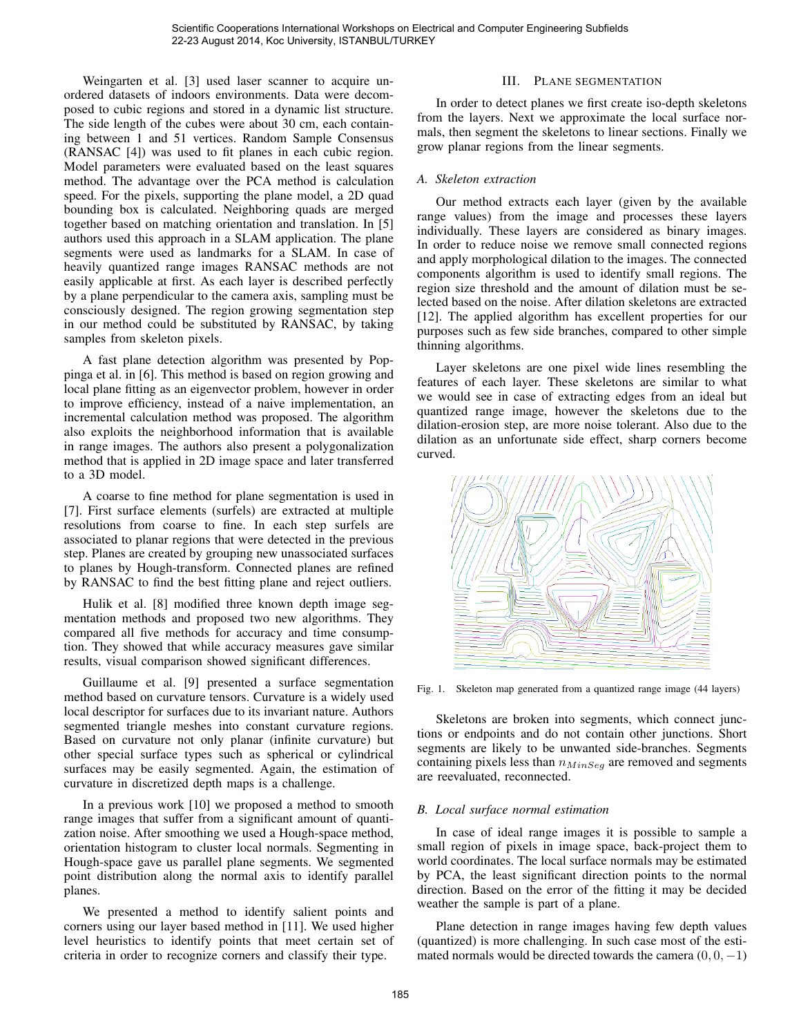Weingarten et al. [3] used laser scanner to acquire unordered datasets of indoors environments. Data were decomposed to cubic regions and stored in a dynamic list structure. The side length of the cubes were about 30 cm, each containing between 1 and 51 vertices. Random Sample Consensus (RANSAC [4]) was used to fit planes in each cubic region. Model parameters were evaluated based on the least squares method. The advantage over the PCA method is calculation speed. For the pixels, supporting the plane model, a 2D quad bounding box is calculated. Neighboring quads are merged together based on matching orientation and translation. In [5] authors used this approach in a SLAM application. The plane segments were used as landmarks for a SLAM. In case of heavily quantized range images RANSAC methods are not easily applicable at first. As each layer is described perfectly by a plane perpendicular to the camera axis, sampling must be consciously designed. The region growing segmentation step in our method could be substituted by RANSAC, by taking samples from skeleton pixels.

A fast plane detection algorithm was presented by Poppinga et al. in [6]. This method is based on region growing and local plane fitting as an eigenvector problem, however in order to improve efficiency, instead of a naive implementation, an incremental calculation method was proposed. The algorithm also exploits the neighborhood information that is available in range images. The authors also present a polygonalization method that is applied in 2D image space and later transferred to a 3D model.

A coarse to fine method for plane segmentation is used in [7]. First surface elements (surfels) are extracted at multiple resolutions from coarse to fine. In each step surfels are associated to planar regions that were detected in the previous step. Planes are created by grouping new unassociated surfaces to planes by Hough-transform. Connected planes are refined by RANSAC to find the best fitting plane and reject outliers.

Hulik et al. [8] modified three known depth image segmentation methods and proposed two new algorithms. They compared all five methods for accuracy and time consumption. They showed that while accuracy measures gave similar results, visual comparison showed significant differences.

Guillaume et al. [9] presented a surface segmentation method based on curvature tensors. Curvature is a widely used local descriptor for surfaces due to its invariant nature. Authors segmented triangle meshes into constant curvature regions. Based on curvature not only planar (infinite curvature) but other special surface types such as spherical or cylindrical surfaces may be easily segmented. Again, the estimation of curvature in discretized depth maps is a challenge.

In a previous work [10] we proposed a method to smooth range images that suffer from a significant amount of quantization noise. After smoothing we used a Hough-space method, orientation histogram to cluster local normals. Segmenting in Hough-space gave us parallel plane segments. We segmented point distribution along the normal axis to identify parallel planes.

We presented a method to identify salient points and corners using our layer based method in [11]. We used higher level heuristics to identify points that meet certain set of criteria in order to recognize corners and classify their type.

## III. Plane segmentation

In order to detect planes we first create iso-depth skeletons from the layers. Next we approximate the local surface normals, then segment the skeletons to linear sections. Finally we grow planar regions from the linear segments.

### A. Skeleton extraction

Our method extracts each layer (given by the available range values) from the image and processes these layers individually. These layers are considered as binary images. In order to reduce noise we remove small connected regions and apply morphological dilation to the images. The connected components algorithm is used to identify small regions. The region size threshold and the amount of dilation must be selected based on the noise. After dilation skeletons are extracted [12]. The applied algorithm has excellent properties for our purposes such as few side branches, compared to other simple thinning algorithms.

Layer skeletons are one pixel wide lines resembling the features of each layer. These skeletons are similar to what we would see in case of extracting edges from an ideal but quantized range image, however the skeletons due to the dilation-erosion step, are more noise tolerant. Also due to the dilation as an unfortunate side effect, sharp corners become curved.

Fig. 1. Skeleton map generated from a quantized range image (44 layers)

Skeletons are broken into segments, which connect junctions or endpoints and do not contain other junctions. Short segments are likely to be unwanted side-branches. Segments containing pixels less than $n_{MinSeg}$ are removed and segments are reevaluated, reconnected.

### B. Local surface normal estimation

In case of ideal range images it is possible to sample a small region of pixels in image space, back-project them to world coordinates. The local surface normals may be estimated by PCA, the least significant direction points to the normal direction. Based on the error of the fitting it may be decided weather the sample is part of a plane.

Plane detection in range images having few depth values (quantized) is more challenging. In such case most of the estimated normals would be directed towards the camera $(0, 0, -1)$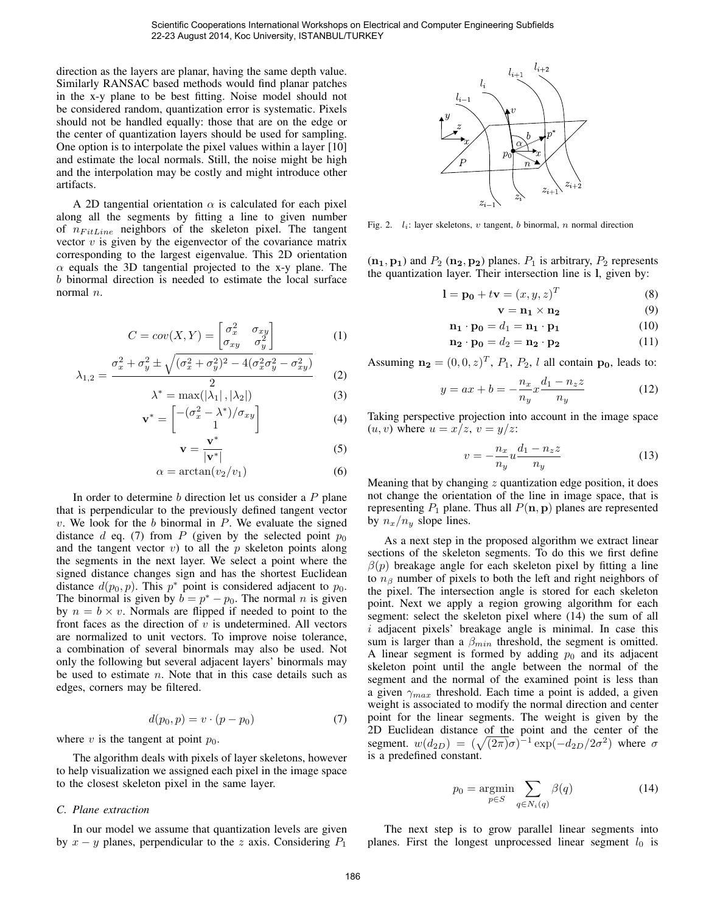direction as the layers are planar, having the same depth value. Similarly RANSAC based methods would find planar patches in the x-y plane to be best fitting. Noise model should not be considered random, quantization error is systematic. Pixels should not be handled equally: those that are on the edge or the center of quantization layers should be used for sampling. One option is to interpolate the pixel values within a layer [10] and estimate the local normals. Still, the noise might be high and the interpolation may be costly and might introduce other artifacts.

A 2D tangential orientation $\alpha$ is calculated for each pixel along all the segments by fitting a line to given number of $n_{FitLine}$ neighbors of the skeleton pixel. The tangent vector $v$ is given by the eigenvector of the covariance matrix corresponding to the largest eigenvalue. This 2D orientation $\alpha$ equals the 3D tangential projected to the x-y plane. The $b$ binormal direction is needed to estimate the local surface normal $n$.

$$C = cov(X,Y) = \begin{bmatrix} \sigma_x^2 & \sigma_{xy} \\ \sigma_{xy} & \sigma_y^2 \end{bmatrix} \tag{1}$$

$$\lambda_{1,2} = \frac{\sigma_x^2 + \sigma_y^2 \pm \sqrt{(\sigma_x^2 + \sigma_y^2)^2 - 4(\sigma_x^2\sigma_y^2 - \sigma_{xy}^2)}}{2} \tag{2}$$

$$\lambda^* = \max(|\lambda_1|, |\lambda_2|) \tag{3}$$

$$\mathbf{v}^* = \begin{bmatrix} -(\sigma_x^2 - \lambda^*)/\sigma_{xy} \\ 1 \end{bmatrix} \tag{4}$$

$$\mathbf{v} = \frac{\mathbf{v}^*}{|\mathbf{v}^*|} \tag{5}$$

$$\alpha = \arctan(v_2/v_1) \tag{6}$$

In order to determine $b$ direction let us consider a $P$ plane that is perpendicular to the previously defined tangent vector $v$. We look for the $b$ binormal in $P$. We evaluate the signed distance $d$ eq. (7) from $P$ (given by the selected point $p_0$ and the tangent vector $v$) to all the $p$ skeleton points along the segments in the next layer. We select a point where the signed distance changes sign and has the shortest Euclidean distance $d(p_0, p)$. This $p^*$ point is considered adjacent to $p_0$. The binormal is given by $b = p^* - p_0$. The normal $n$ is given by $n = b \times v$. Normals are flipped if needed to point to the front faces as the direction of $v$ is undetermined. All vectors are normalized to unit vectors. To improve noise tolerance, a combination of several binormals may also be used. Not only the following but several adjacent layers' binormals may be used to estimate $n$. Note that in this case details such as edges, corners may be filtered.

$$d(p_0, p) = v \cdot (p - p_0) \tag{7}$$

where $v$ is the tangent at point $p_0$.

The algorithm deals with pixels of layer skeletons, however to help visualization we assigned each pixel in the image space to the closest skeleton pixel in the same layer.

### C. Plane extraction

In our model we assume that quantization levels are given by $x-y$ planes, perpendicular to the $z$ axis. Considering $P_1$ $(\mathbf{n_1}, \mathbf{p_1})$ and $P_2$ $(\mathbf{n_2}, \mathbf{p_2})$ planes. $P_1$ is arbitrary, $P_2$ represents the quantization layer. Their intersection line is $\mathbf{l}$, given by:

Fig. 2. $l_i$: layer skeletons, $v$ tangent, $b$ binormal, $n$ normal direction

$$\mathbf{l} = \mathbf{p_0} + t\mathbf{v} = (x, y, z)^T \tag{8}$$

$$\mathbf{v} = \mathbf{n_1} \times \mathbf{n_2} \tag{9}$$

$$\mathbf{n_1} \cdot \mathbf{p_0} = d_1 = \mathbf{n_1} \cdot \mathbf{p_1} \tag{10}$$

$$\mathbf{n_2} \cdot \mathbf{p_0} = d_2 = \mathbf{n_2} \cdot \mathbf{p_2} \tag{11}$$

Assuming $\mathbf{n_2} = (0, 0, z)^T$, $P_1$, $P_2$, $l$ all contain $\mathbf{p_0}$, leads to:

$$y = ax + b = -\frac{n_x}{n_y}x\frac{d_1 - n_z z}{n_y} \tag{12}$$

Taking perspective projection into account in the image space $(u, v)$ where $u = x/z$, $v = y/z$:

$$v = -\frac{n_x}{n_y}u\frac{d_1 - n_z z}{n_y} \tag{13}$$

Meaning that by changing $z$ quantization edge position, it does not change the orientation of the line in image space, that is representing $P_1$ plane. Thus all $P(\mathbf{n}, \mathbf{p})$ planes are represented by $n_x/n_y$ slope lines.

As a next step in the proposed algorithm we extract linear sections of the skeleton segments. To do this we first define $\beta(p)$ breakage angle for each skeleton pixel by fitting a line to $n_\beta$ number of pixels to both the left and right neighbors of the pixel. The intersection angle is stored for each skeleton point. Next we apply a region growing algorithm for each segment: select the skeleton pixel where (14) the sum of all $i$ adjacent pixels' breakage angle is minimal. In case this sum is larger than a $\beta_{min}$ threshold, the segment is omitted. A linear segment is formed by adding $p_0$ and its adjacent skeleton point until the angle between the normal of the segment and the normal of the examined point is less than a given $\gamma_{max}$ threshold. Each time a point is added, a given weight is associated to modify the normal direction and center point for the linear segments. The weight is given by the 2D Euclidean distance of the point and the center of the segment. $w(d_{2D}) = (\sqrt{(2\pi)}\sigma)^{-1}\exp(-d_{2D}/2\sigma^2)$ where $\sigma$ is a predefined constant.

$$p_0 = \operatorname*{argmin}_{p \in S} \sum_{q \in N_i(q)} \beta(q) \tag{14}$$

The next step is to grow parallel linear segments into planes. First the longest unprocessed linear segment $l_0$ is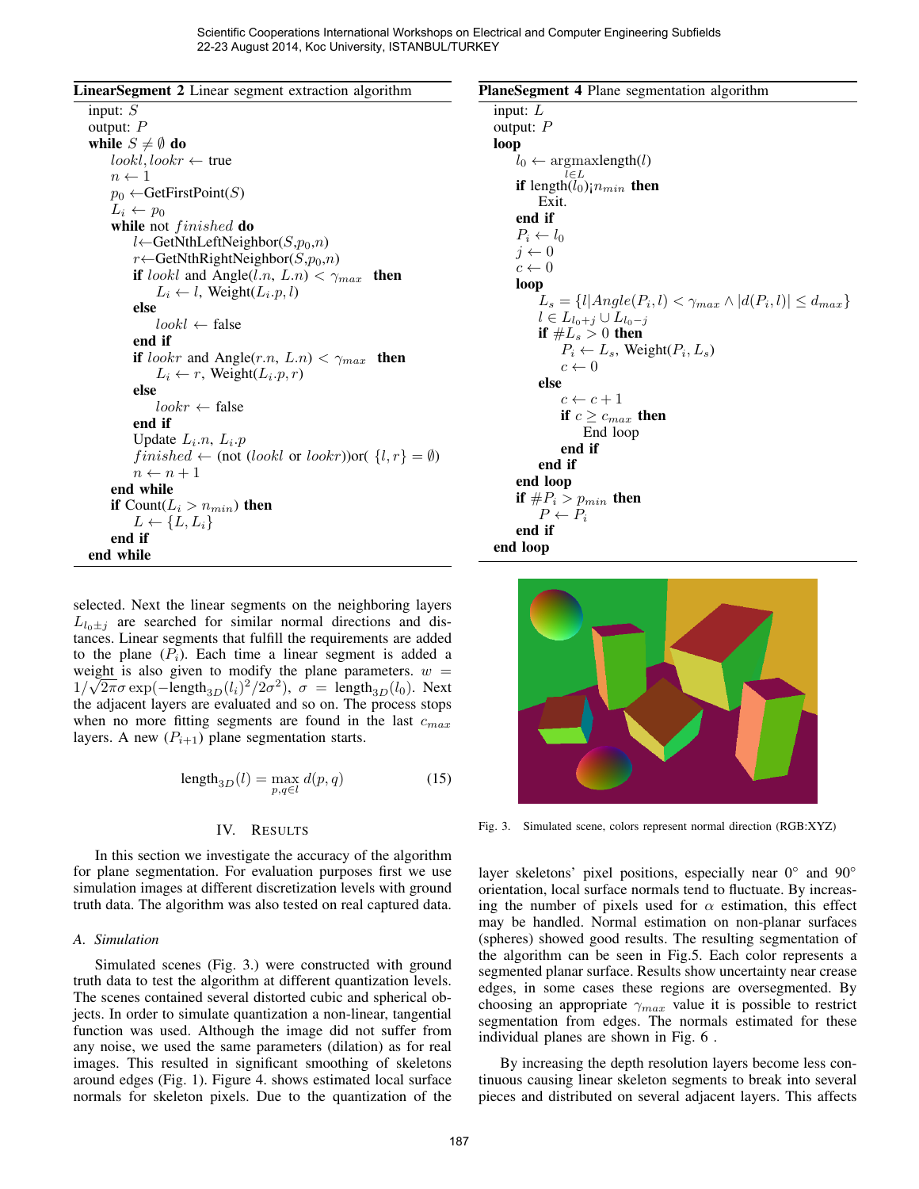**LinearSegment 2** Linear segment extraction algorithm

```
input: S
output: P
while S ≠ ∅ do
    lookl, lookr ← true
    n ← 1
    p0 ←GetFirstPoint(S)
    Li ← p0
    while not finished do
        l←GetNthLeftNeighbor(S,p0,n)
        r←GetNthRightNeighbor(S,p0,n)
        if lookl and Angle(l.n, L.n) < γmax then
            Li ← l, Weight(Li.p, l)
        else
            lookl ← false
        end if
        if lookr and Angle(r.n, L.n) < γmax then
            Li ← r, Weight(Li.p, r)
        else
            lookr ← false
        end if
        Update Li.n, Li.p
        finished ← (not (lookl or lookr))or( {l, r} = ∅)
        n ← n + 1
    end while
    if Count(Li > nmin) then
        L ← {L, Li}
    end if
end while
```

**PlaneSegment 4** Plane segmentation algorithm

```
input: L
output: P
loop
    l0 ← argmax_{l∈L} length(l)
    if length(l0)¡nmin then
        Exit.
    end if
    Pi ← l0
    j ← 0
    c ← 0
    loop
        Ls = {l|Angle(Pi, l) < γmax ∧ |d(Pi, l)| ≤ dmax}
        l ∈ L_{l0+j} ∪ L_{l0−j}
        if #Ls > 0 then
            Pi ← Ls, Weight(Pi, Ls)
            c ← 0
        else
            c ← c + 1
            if c ≥ cmax then
                End loop
            end if
        end if
    end loop
    if #Pi > pmin then
        P ← Pi
    end if
end loop
```

selected. Next the linear segments on the neighboring layers $L_{l_0 \pm j}$ are searched for similar normal directions and distances. Linear segments that fulfill the requirements are added to the plane ($P_i$). Each time a linear segment is added a weight is also given to modify the plane parameters. $w = 1/\sqrt{2\pi}\sigma \exp(-\text{length}_{3D}(l_i)^2/2\sigma^2)$, $\sigma = \text{length}_{3D}(l_0)$. Next the adjacent layers are evaluated and so on. The process stops when no more fitting segments are found in the last $c_{max}$ layers. A new ($P_{i+1}$) plane segmentation starts.

$$\text{length}_{3D}(l) = \max_{p,q \in l} d(p, q) \tag{15}$$

## IV. Results

In this section we investigate the accuracy of the algorithm for plane segmentation. For evaluation purposes first we use simulation images at different discretization levels with ground truth data. The algorithm was also tested on real captured data.

### A. Simulation

Simulated scenes (Fig. 3.) were constructed with ground truth data to test the algorithm at different quantization levels. The scenes contained several distorted cubic and spherical objects. In order to simulate quantization a non-linear, tangential function was used. Although the image did not suffer from any noise, we used the same parameters (dilation) as for real images. This resulted in significant smoothing of skeletons around edges (Fig. 1). Figure 4. shows estimated local surface normals for skeleton pixels. Due to the quantization of the layer skeletons' pixel positions, especially near 0° and 90° orientation, local surface normals tend to fluctuate. By increasing the number of pixels used for $\alpha$ estimation, this effect may be handled. Normal estimation on non-planar surfaces (spheres) showed good results. The resulting segmentation of the algorithm can be seen in Fig.5. Each color represents a segmented planar surface. Results show uncertainty near crease edges, in some cases these regions are oversegmented. By choosing an appropriate $\gamma_{max}$ value it is possible to restrict segmentation from edges. The normals estimated for these individual planes are shown in Fig. 6 .

Fig. 3. Simulated scene, colors represent normal direction (RGB:XYZ)

By increasing the depth resolution layers become less continuous causing linear skeleton segments to break into several pieces and distributed on several adjacent layers. This affects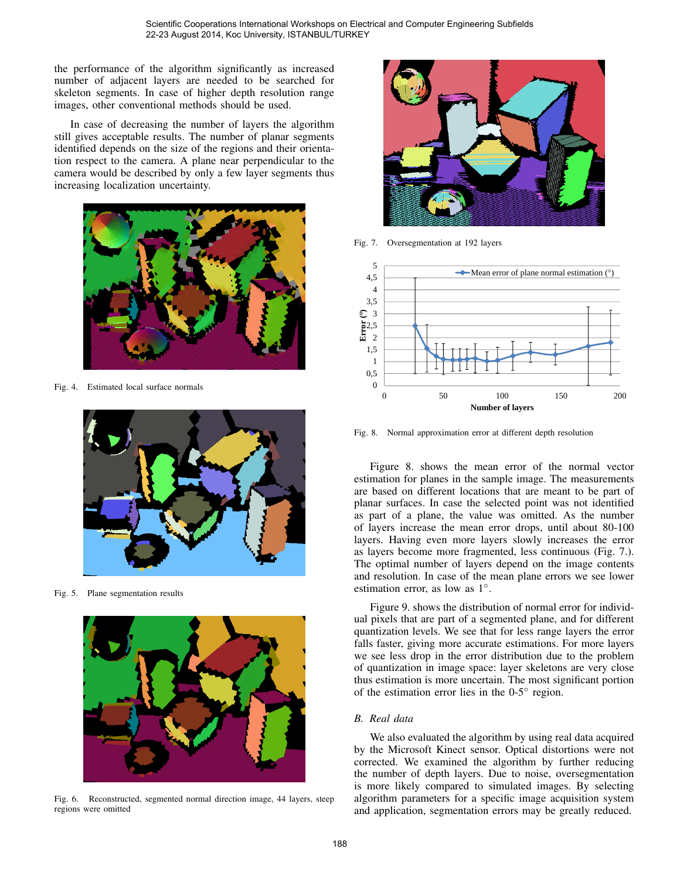the performance of the algorithm significantly as increased number of adjacent layers are needed to be searched for skeleton segments. In case of higher depth resolution range images, other conventional methods should be used.

In case of decreasing the number of layers the algorithm still gives acceptable results. The number of planar segments identified depends on the size of the regions and their orientation respect to the camera. A plane near perpendicular to the camera would be described by only a few layer segments thus increasing localization uncertainty.

Fig. 4. Estimated local surface normals

Fig. 5. Plane segmentation results

Fig. 6. Reconstructed, segmented normal direction image, 44 layers, steep regions were omitted

Fig. 7. Oversegmentation at 192 layers

Fig. 8. Normal approximation error at different depth resolution

Figure 8. shows the mean error of the normal vector estimation for planes in the sample image. The measurements are based on different locations that are meant to be part of planar surfaces. In case the selected point was not identified as part of a plane, the value was omitted. As the number of layers increase the mean error drops, until about 80-100 layers. Having even more layers slowly increases the error as layers become more fragmented, less continuous (Fig. 7.). The optimal number of layers depend on the image contents and resolution. In case of the mean plane errors we see lower estimation error, as low as $1°$.

Figure 9. shows the distribution of normal error for individual pixels that are part of a segmented plane, and for different quantization levels. We see that for less range layers the error falls faster, giving more accurate estimations. For more layers we see less drop in the error distribution due to the problem of quantization in image space: layer skeletons are very close thus estimation is more uncertain. The most significant portion of the estimation error lies in the $0$-$5°$ region.

### B. Real data

We also evaluated the algorithm by using real data acquired by the Microsoft Kinect sensor. Optical distortions were not corrected. We examined the algorithm by further reducing the number of depth layers. Due to noise, oversegmentation is more likely compared to simulated images. By selecting algorithm parameters for a specific image acquisition system and application, segmentation errors may be greatly reduced.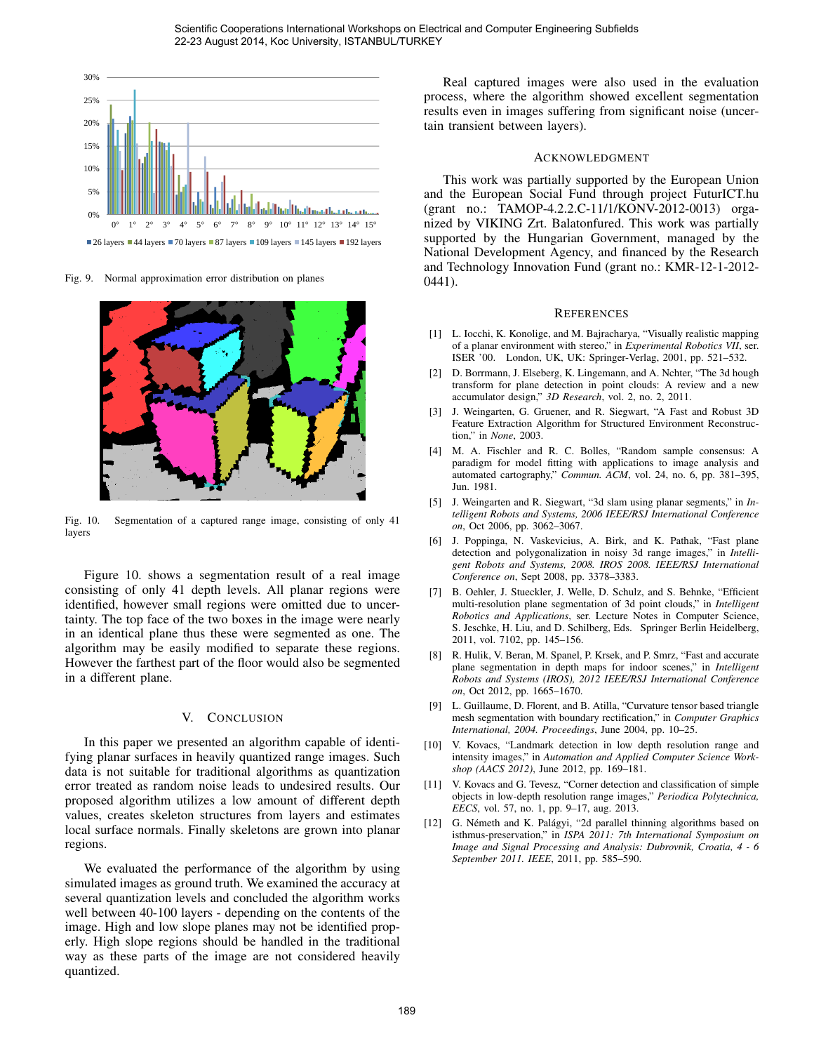30%
25%
20%
15%
10%
5%
0%

0° 1° 2° 3° 4° 5° 6° 7° 8° 9° 10° 11° 12° 13° 14° 15°

26 layers, 44 layers, 70 layers, 87 layers, 109 layers, 145 layers, 192 layers

Fig. 9. Normal approximation error distribution on planes

Fig. 10. Segmentation of a captured range image, consisting of only 41 layers

Figure 10. shows a segmentation result of a real image consisting of only 41 depth levels. All planar regions were identified, however small regions were omitted due to uncertainty. The top face of the two boxes in the image were nearly in an identical plane thus these were segmented as one. The algorithm may be easily modified to separate these regions. However the farthest part of the floor would also be segmented in a different plane.

## V. Conclusion

In this paper we presented an algorithm capable of identifying planar surfaces in heavily quantized range images. Such data is not suitable for traditional algorithms as quantization error treated as random noise leads to undesired results. Our proposed algorithm utilizes a low amount of different depth values, creates skeleton structures from layers and estimates local surface normals. Finally skeletons are grown into planar regions.

We evaluated the performance of the algorithm by using simulated images as ground truth. We examined the accuracy at several quantization levels and concluded the algorithm works well between 40-100 layers - depending on the contents of the image. High and low slope planes may not be identified properly. High slope regions should be handled in the traditional way as these parts of the image are not considered heavily quantized.

Real captured images were also used in the evaluation process, where the algorithm showed excellent segmentation results even in images suffering from significant noise (uncertain transient between layers).

## Acknowledgment

This work was partially supported by the European Union and the European Social Fund through project FuturICT.hu (grant no.: TAMOP-4.2.2.C-11/1/KONV-2012-0013) organized by VIKING Zrt. Balatonfured. This work was partially supported by the Hungarian Government, managed by the National Development Agency, and financed by the Research and Technology Innovation Fund (grant no.: KMR-12-1-2012-0441).

## References

[1] L. Iocchi, K. Konolige, and M. Bajracharya, "Visually realistic mapping of a planar environment with stereo," in *Experimental Robotics VII*, ser. ISER '00. London, UK, UK: Springer-Verlag, 2001, pp. 521–532.

[2] D. Borrmann, J. Elseberg, K. Lingemann, and A. Nchter, "The 3d hough transform for plane detection in point clouds: A review and a new accumulator design," *3D Research*, vol. 2, no. 2, 2011.

[3] J. Weingarten, G. Gruener, and R. Siegwart, "A Fast and Robust 3D Feature Extraction Algorithm for Structured Environment Reconstruction," in *None*, 2003.

[4] M. A. Fischler and R. C. Bolles, "Random sample consensus: A paradigm for model fitting with applications to image analysis and automated cartography," *Commun. ACM*, vol. 24, no. 6, pp. 381–395, Jun. 1981.

[5] J. Weingarten and R. Siegwart, "3d slam using planar segments," in *Intelligent Robots and Systems, 2006 IEEE/RSJ International Conference on*, Oct 2006, pp. 3062–3067.

[6] J. Poppinga, N. Vaskevicius, A. Birk, and K. Pathak, "Fast plane detection and polygonalization in noisy 3d range images," in *Intelligent Robots and Systems, 2008. IROS 2008. IEEE/RSJ International Conference on*, Sept 2008, pp. 3378–3383.

[7] B. Oehler, J. Stueckler, J. Welle, D. Schulz, and S. Behnke, "Efficient multi-resolution plane segmentation of 3d point clouds," in *Intelligent Robotics and Applications*, ser. Lecture Notes in Computer Science, S. Jeschke, H. Liu, and D. Schilberg, Eds. Springer Berlin Heidelberg, 2011, vol. 7102, pp. 145–156.

[8] R. Hulik, V. Beran, M. Spanel, P. Krsek, and P. Smrz, "Fast and accurate plane segmentation in depth maps for indoor scenes," in *Intelligent Robots and Systems (IROS), 2012 IEEE/RSJ International Conference on*, Oct 2012, pp. 1665–1670.

[9] L. Guillaume, D. Florent, and B. Atilla, "Curvature tensor based triangle mesh segmentation with boundary rectification," in *Computer Graphics International, 2004. Proceedings*, June 2004, pp. 10–25.

[10] V. Kovacs, "Landmark detection in low depth resolution range and intensity images," in *Automation and Applied Computer Science Workshop (AACS 2012)*, June 2012, pp. 169–181.

[11] V. Kovacs and G. Tevesz, "Corner detection and classification of simple objects in low-depth resolution range images," *Periodica Polytechnica, EECS*, vol. 57, no. 1, pp. 9–17, aug. 2013.

[12] G. Németh and K. Palágyi, "2d parallel thinning algorithms based on isthmus-preservation," in *ISPA 2011: 7th International Symposium on Image and Signal Processing and Analysis: Dubrovnik, Croatia, 4 - 6 September 2011*. IEEE, 2011, pp. 585–590.